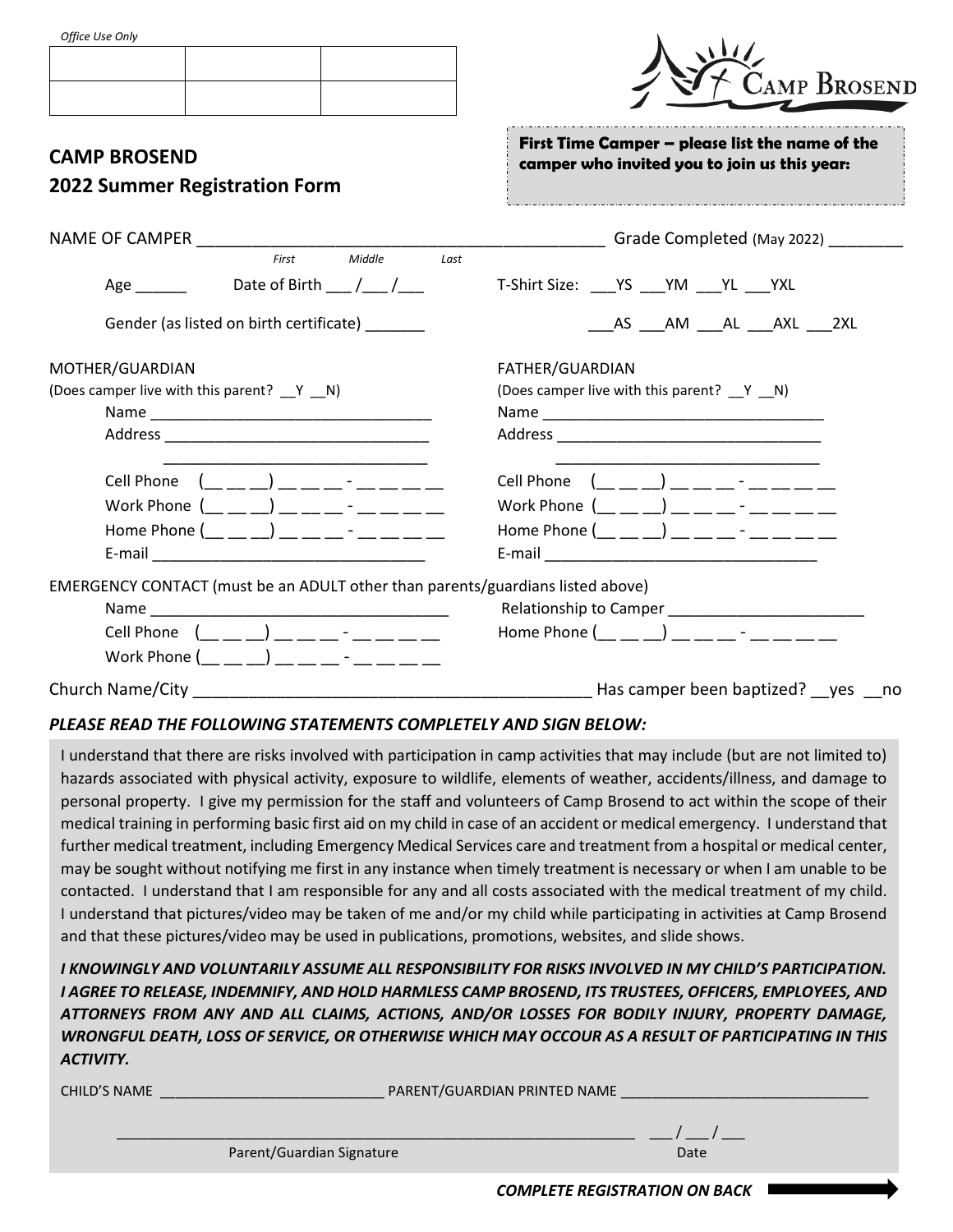*Office Use Only*

| | | |
|---|---|---|
| | | |
| | | |

CAMP BROSEND

**First Time Camper – please list the name of the camper who invited you to join us this year:**

## CAMP BROSEND
## 2022 Summer Registration Form

NAME OF CAMPER ____________________________________________ Grade Completed (May 2022) ________

*First Middle Last*

Age ______ Date of Birth ___ /___ /___ T-Shirt Size: ___YS ___YM ___YL ___YXL

Gender (as listed on birth certificate) _______ ___AS ___AM ___AL ___AXL ___2XL

MOTHER/GUARDIAN
(Does camper live with this parent? __Y __N)
Name _________________________________
Address ________________________________
________________________________
Cell Phone (__ __ __) __ __ __ - __ __ __ __
Work Phone (__ __ __) __ __ __ - __ __ __ __
Home Phone (__ __ __) __ __ __ - __ __ __ __
E-mail _________________________________

FATHER/GUARDIAN
(Does camper live with this parent? __Y __N)
Name __________________________________
Address ________________________________
________________________________
Cell Phone (__ __ __) __ __ __ - __ __ __ __
Work Phone (__ __ __) __ __ __ - __ __ __ __
Home Phone (__ __ __) __ __ __ - __ __ __ __
E-mail _________________________________

EMERGENCY CONTACT (must be an ADULT other than parents/guardians listed above)
Name ___________________________________ Relationship to Camper _______________________
Cell Phone (__ __ __) __ __ __ - __ __ __ __ Home Phone (__ __ __) __ __ __ - __ __ __ __
Work Phone (__ __ __) __ __ __ - __ __ __ __

Church Name/City ____________________________________________ Has camper been baptized? __yes __no

***PLEASE READ THE FOLLOWING STATEMENTS COMPLETELY AND SIGN BELOW:***

I understand that there are risks involved with participation in camp activities that may include (but are not limited to) hazards associated with physical activity, exposure to wildlife, elements of weather, accidents/illness, and damage to personal property. I give my permission for the staff and volunteers of Camp Brosend to act within the scope of their medical training in performing basic first aid on my child in case of an accident or medical emergency. I understand that further medical treatment, including Emergency Medical Services care and treatment from a hospital or medical center, may be sought without notifying me first in any instance when timely treatment is necessary or when I am unable to be contacted. I understand that I am responsible for any and all costs associated with the medical treatment of my child. I understand that pictures/video may be taken of me and/or my child while participating in activities at Camp Brosend and that these pictures/video may be used in publications, promotions, websites, and slide shows.

***I KNOWINGLY AND VOLUNTARILY ASSUME ALL RESPONSIBILITY FOR RISKS INVOLVED IN MY CHILD'S PARTICIPATION. I AGREE TO RELEASE, INDEMNIFY, AND HOLD HARMLESS CAMP BROSEND, ITS TRUSTEES, OFFICERS, EMPLOYEES, AND ATTORNEYS FROM ANY AND ALL CLAIMS, ACTIONS, AND/OR LOSSES FOR BODILY INJURY, PROPERTY DAMAGE, WRONGFUL DEATH, LOSS OF SERVICE, OR OTHERWISE WHICH MAY OCCOUR AS A RESULT OF PARTICIPATING IN THIS ACTIVITY.***

CHILD'S NAME ___________________________ PARENT/GUARDIAN PRINTED NAME _______________________________

_____________________________________________________________ ___ / ___ / ___
Parent/Guardian Signature Date

***COMPLETE REGISTRATION ON BACK***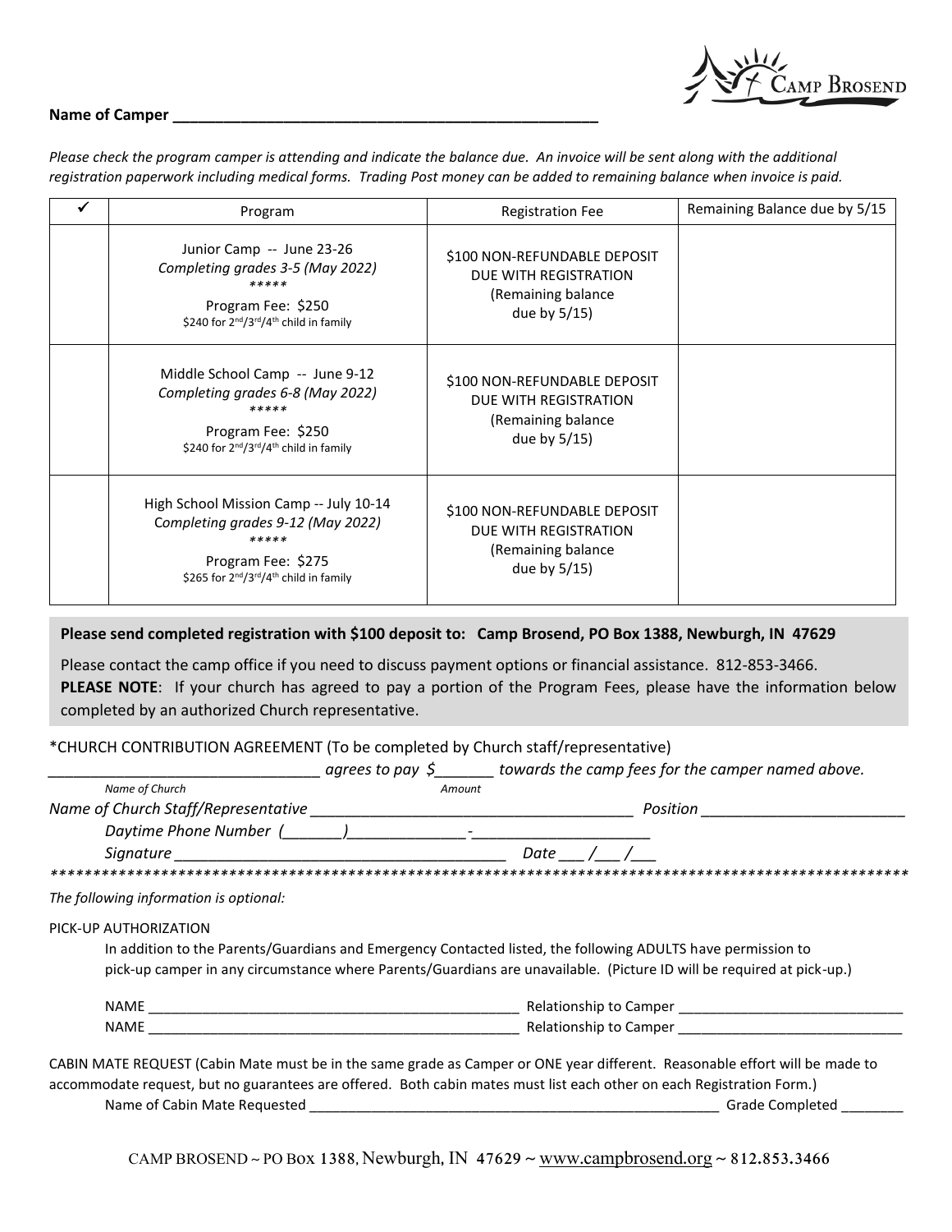**Name of Camper ___________________________________________________**

*Please check the program camper is attending and indicate the balance due. An invoice will be sent along with the additional registration paperwork including medical forms. Trading Post money can be added to remaining balance when invoice is paid.*

| ✓ | Program | Registration Fee | Remaining Balance due by 5/15 |
|---|---|---|---|
| | Junior Camp -- June 23-26<br>*Completing grades 3-5 (May 2022)*<br>*****<br>Program Fee: $250<br>$240 for 2nd/3rd/4th child in family | $100 NON-REFUNDABLE DEPOSIT DUE WITH REGISTRATION (Remaining balance due by 5/15) | |
| | Middle School Camp -- June 9-12<br>*Completing grades 6-8 (May 2022)*<br>*****<br>Program Fee: $250<br>$240 for 2nd/3rd/4th child in family | $100 NON-REFUNDABLE DEPOSIT DUE WITH REGISTRATION (Remaining balance due by 5/15) | |
| | High School Mission Camp -- July 10-14<br>*Completing grades 9-12 (May 2022)*<br>*****<br>Program Fee: $275<br>$265 for 2nd/3rd/4th child in family | $100 NON-REFUNDABLE DEPOSIT DUE WITH REGISTRATION (Remaining balance due by 5/15) | |

**Please send completed registration with $100 deposit to: Camp Brosend, PO Box 1388, Newburgh, IN 47629**

Please contact the camp office if you need to discuss payment options or financial assistance. 812-853-3466.
**PLEASE NOTE**: If your church has agreed to pay a portion of the Program Fees, please have the information below completed by an authorized Church representative.

*CHURCH CONTRIBUTION AGREEMENT (To be completed by Church staff/representative)

_______________________________ *agrees to pay $_______ towards the camp fees for the camper named above.*
*Name of Church* *Amount*

*Name of Church Staff/Representative* _____________________________________ *Position* ________________________

*Daytime Phone Number* (_______)_____________-_____________________

*Signature* _______________________________________ *Date* ___ /___ /___

**********************************************************************************************************

*The following information is optional:*

PICK-UP AUTHORIZATION

In addition to the Parents/Guardians and Emergency Contacted listed, the following ADULTS have permission to pick-up camper in any circumstance where Parents/Guardians are unavailable. (Picture ID will be required at pick-up.)

NAME _______________________________________________ Relationship to Camper ____________________________

NAME _______________________________________________ Relationship to Camper ____________________________

CABIN MATE REQUEST (Cabin Mate must be in the same grade as Camper or ONE year different. Reasonable effort will be made to accommodate request, but no guarantees are offered. Both cabin mates must list each other on each Registration Form.)

Name of Cabin Mate Requested _____________________________________________________ Grade Completed ________

CAMP BROSEND ~ PO Box 1388, Newburgh, IN 47629 ~ www.campbrosend.org ~ 812.853.3466